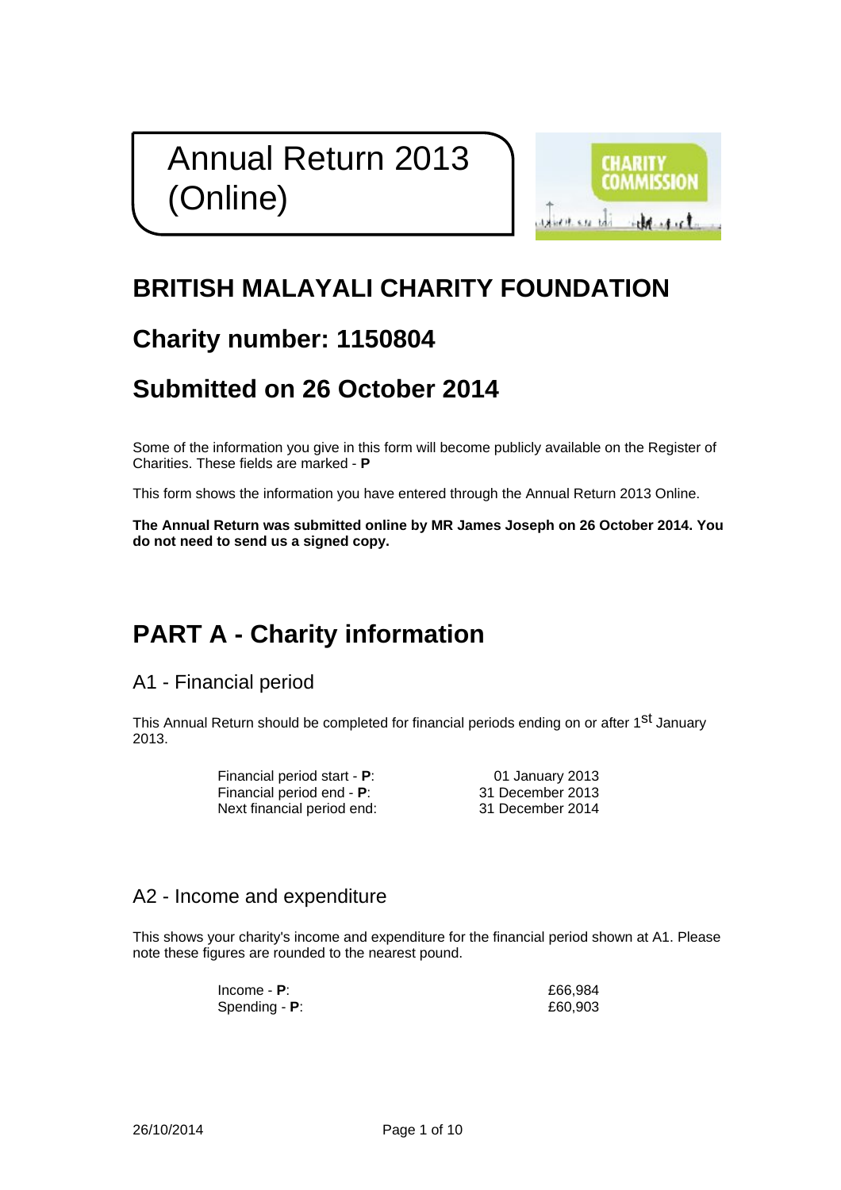# Annual Return 2013 (Online)

## BRITISH MALAYALI CHARITY FOUNDATION

## Charity number: 1150804

## Submitted on 26 October 2014

Some of the information you give in this form will become publicly available on the Register of Charities. These fields are marked - **P**

This form shows the information you have entered through the Annual Return 2013 Online.

**The Annual Return was submitted online by MR James Joseph on 26 October 2014. You do not need to send us a signed copy.**

# PART A - Charity information

## A1 - Financial period

This Annual Return should be completed for financial periods ending on or after 1st January 2013.

| | |
|---|---|
| Financial period start - **P**: | 01 January 2013 |
| Financial period end - **P**: | 31 December 2013 |
| Next financial period end: | 31 December 2014 |

## A2 - Income and expenditure

This shows your charity's income and expenditure for the financial period shown at A1. Please note these figures are rounded to the nearest pound.

| | |
|---|---|
| Income - **P**: | £66,984 |
| Spending - **P**: | £60,903 |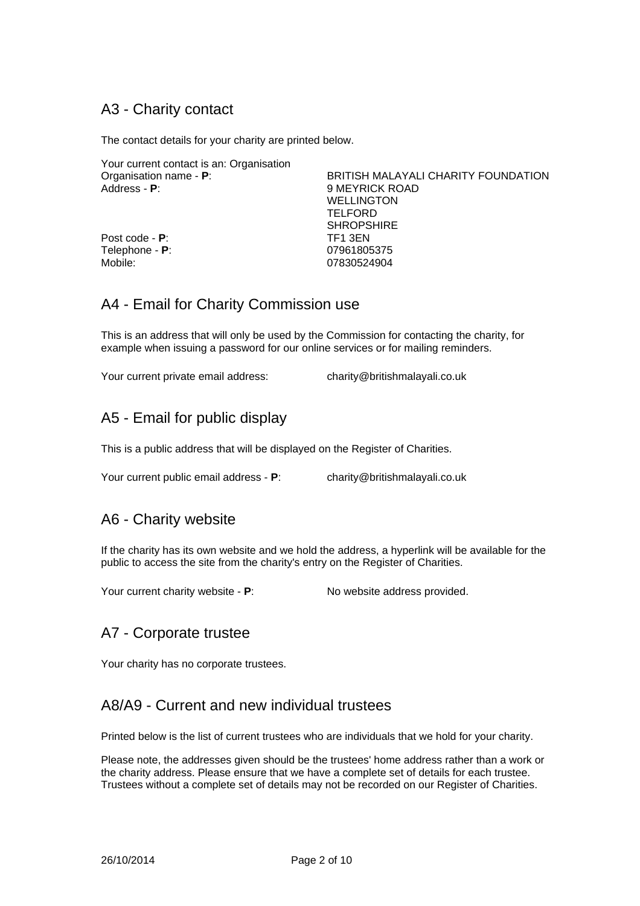## A3 - Charity contact

The contact details for your charity are printed below.

Your current contact is an: Organisation

| | |
|---|---|
| Organisation name - **P**: | BRITISH MALAYALI CHARITY FOUNDATION |
| Address - **P**: | 9 MEYRICK ROAD<br>WELLINGTON<br>TELFORD<br>SHROPSHIRE |
| Post code - **P**: | TF1 3EN |
| Telephone - **P**: | 07961805375 |
| Mobile: | 07830524904 |

## A4 - Email for Charity Commission use

This is an address that will only be used by the Commission for contacting the charity, for example when issuing a password for our online services or for mailing reminders.

Your current private email address: charity@britishmalayali.co.uk

## A5 - Email for public display

This is a public address that will be displayed on the Register of Charities.

Your current public email address - **P**: charity@britishmalayali.co.uk

## A6 - Charity website

If the charity has its own website and we hold the address, a hyperlink will be available for the public to access the site from the charity's entry on the Register of Charities.

Your current charity website - **P**: No website address provided.

## A7 - Corporate trustee

Your charity has no corporate trustees.

## A8/A9 - Current and new individual trustees

Printed below is the list of current trustees who are individuals that we hold for your charity.

Please note, the addresses given should be the trustees' home address rather than a work or the charity address. Please ensure that we have a complete set of details for each trustee. Trustees without a complete set of details may not be recorded on our Register of Charities.

26/10/2014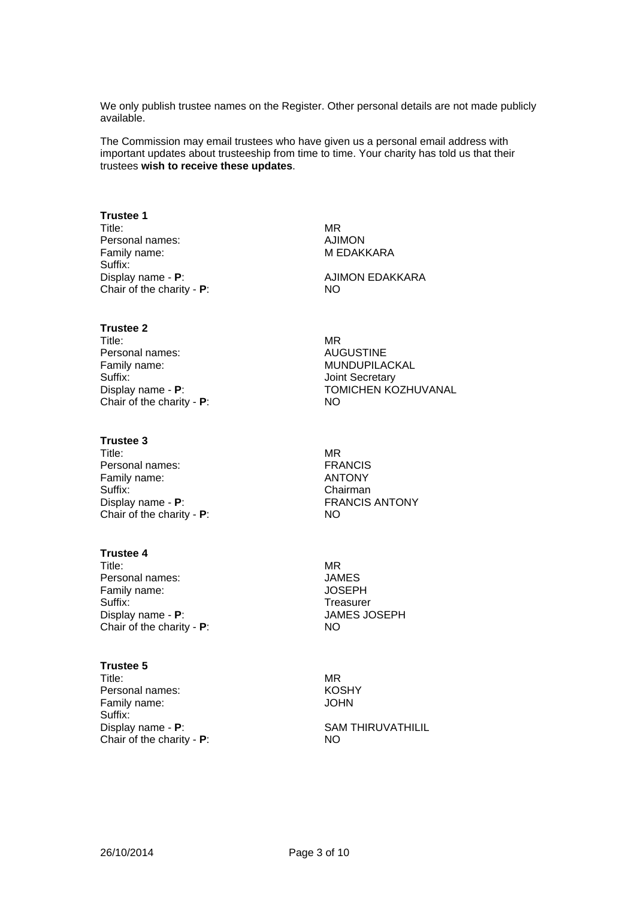We only publish trustee names on the Register. Other personal details are not made publicly available.

The Commission may email trustees who have given us a personal email address with important updates about trusteeship from time to time. Your charity has told us that their trustees **wish to receive these updates**.

**Trustee 1**

| | |
|---|---|
| Title: | MR |
| Personal names: | AJIMON |
| Family name: | M EDAKKARA |
| Suffix: | |
| Display name - **P**: | AJIMON EDAKKARA |
| Chair of the charity - **P**: | NO |

**Trustee 2**

| | |
|---|---|
| Title: | MR |
| Personal names: | AUGUSTINE |
| Family name: | MUNDUPILACKAL |
| Suffix: | Joint Secretary |
| Display name - **P**: | TOMICHEN KOZHUVANAL |
| Chair of the charity - **P**: | NO |

**Trustee 3**

| | |
|---|---|
| Title: | MR |
| Personal names: | FRANCIS |
| Family name: | ANTONY |
| Suffix: | Chairman |
| Display name - **P**: | FRANCIS ANTONY |
| Chair of the charity - **P**: | NO |

**Trustee 4**

| | |
|---|---|
| Title: | MR |
| Personal names: | JAMES |
| Family name: | JOSEPH |
| Suffix: | Treasurer |
| Display name - **P**: | JAMES JOSEPH |
| Chair of the charity - **P**: | NO |

**Trustee 5**

| | |
|---|---|
| Title: | MR |
| Personal names: | KOSHY |
| Family name: | JOHN |
| Suffix: | |
| Display name - **P**: | SAM THIRUVATHILIL |
| Chair of the charity - **P**: | NO |

26/10/2014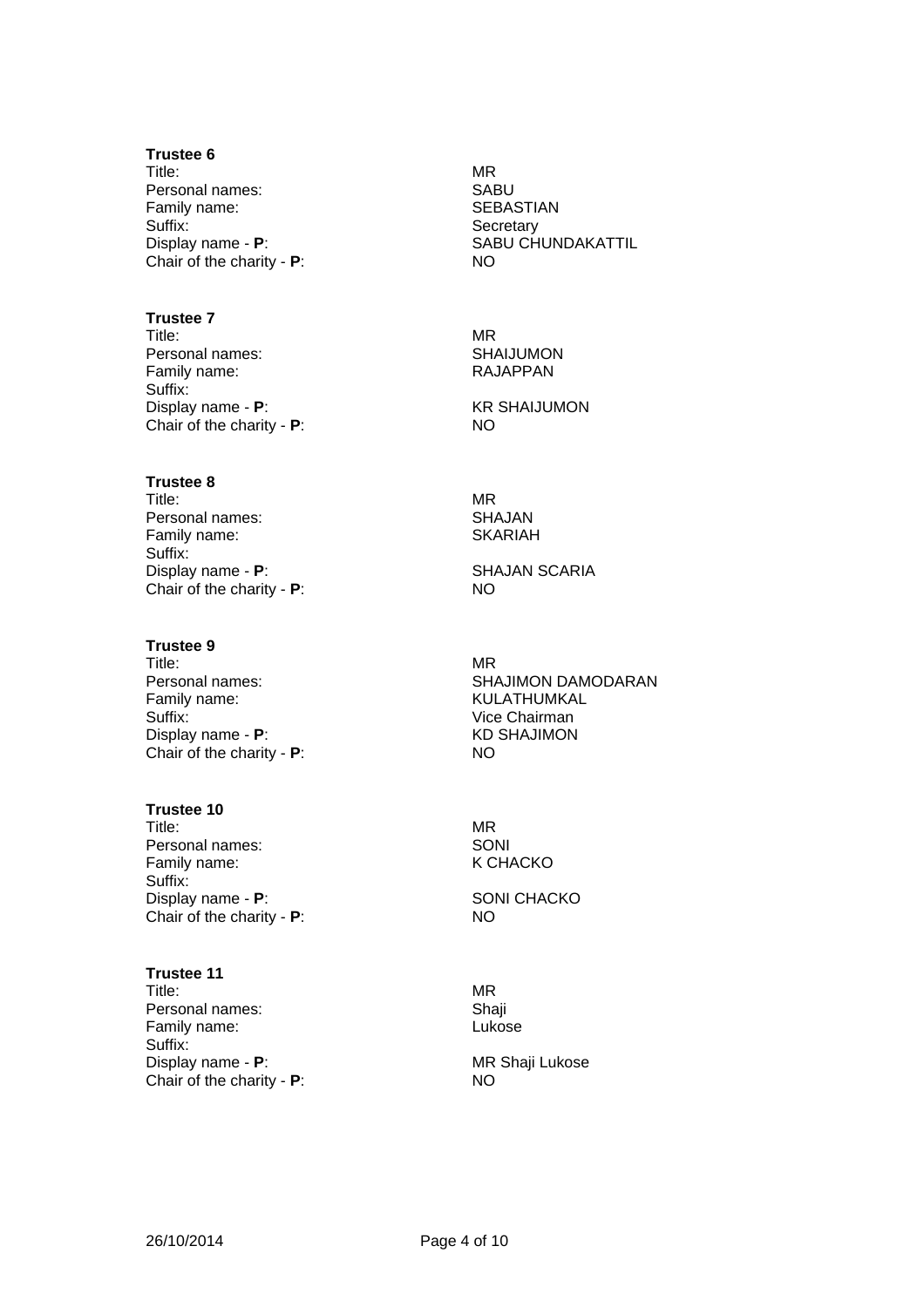**Trustee 6**

| | |
|---|---|
| Title: | MR |
| Personal names: | SABU |
| Family name: | SEBASTIAN |
| Suffix: | Secretary |
| Display name - **P**: | SABU CHUNDAKATTIL |
| Chair of the charity - **P**: | NO |

**Trustee 7**

| | |
|---|---|
| Title: | MR |
| Personal names: | SHAIJUMON |
| Family name: | RAJAPPAN |
| Suffix: | |
| Display name - **P**: | KR SHAIJUMON |
| Chair of the charity - **P**: | NO |

**Trustee 8**

| | |
|---|---|
| Title: | MR |
| Personal names: | SHAJAN |
| Family name: | SKARIAH |
| Suffix: | |
| Display name - **P**: | SHAJAN SCARIA |
| Chair of the charity - **P**: | NO |

**Trustee 9**

| | |
|---|---|
| Title: | MR |
| Personal names: | SHAJIMON DAMODARAN |
| Family name: | KULATHUMKAL |
| Suffix: | Vice Chairman |
| Display name - **P**: | KD SHAJIMON |
| Chair of the charity - **P**: | NO |

**Trustee 10**

| | |
|---|---|
| Title: | MR |
| Personal names: | SONI |
| Family name: | K CHACKO |
| Suffix: | |
| Display name - **P**: | SONI CHACKO |
| Chair of the charity - **P**: | NO |

**Trustee 11**

| | |
|---|---|
| Title: | MR |
| Personal names: | Shaji |
| Family name: | Lukose |
| Suffix: | |
| Display name - **P**: | MR Shaji Lukose |
| Chair of the charity - **P**: | NO |

26/10/2014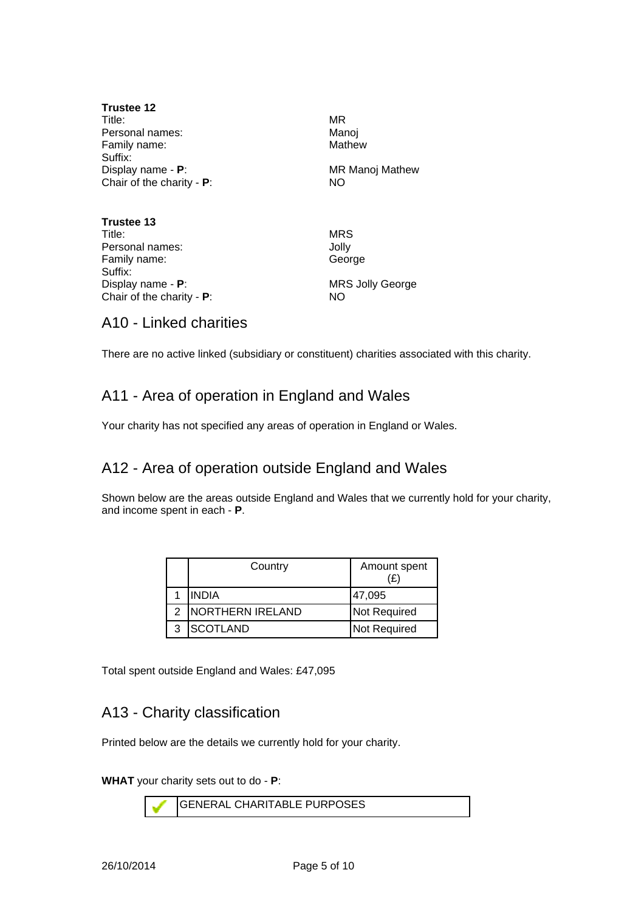**Trustee 12**

| | |
|---|---|
| Title: | MR |
| Personal names: | Manoj |
| Family name: | Mathew |
| Suffix: | |
| Display name - **P**: | MR Manoj Mathew |
| Chair of the charity - **P**: | NO |

**Trustee 13**

| | |
|---|---|
| Title: | MRS |
| Personal names: | Jolly |
| Family name: | George |
| Suffix: | |
| Display name - **P**: | MRS Jolly George |
| Chair of the charity - **P**: | NO |

## A10 - Linked charities

There are no active linked (subsidiary or constituent) charities associated with this charity.

## A11 - Area of operation in England and Wales

Your charity has not specified any areas of operation in England or Wales.

## A12 - Area of operation outside England and Wales

Shown below are the areas outside England and Wales that we currently hold for your charity, and income spent in each - **P**.

| | Country | Amount spent (£) |
|---|---|---|
| 1 | INDIA | 47,095 |
| 2 | NORTHERN IRELAND | Not Required |
| 3 | SCOTLAND | Not Required |

Total spent outside England and Wales: £47,095

## A13 - Charity classification

Printed below are the details we currently hold for your charity.

**WHAT** your charity sets out to do - **P**:

| | |
|---|---|
| ✓ | GENERAL CHARITABLE PURPOSES |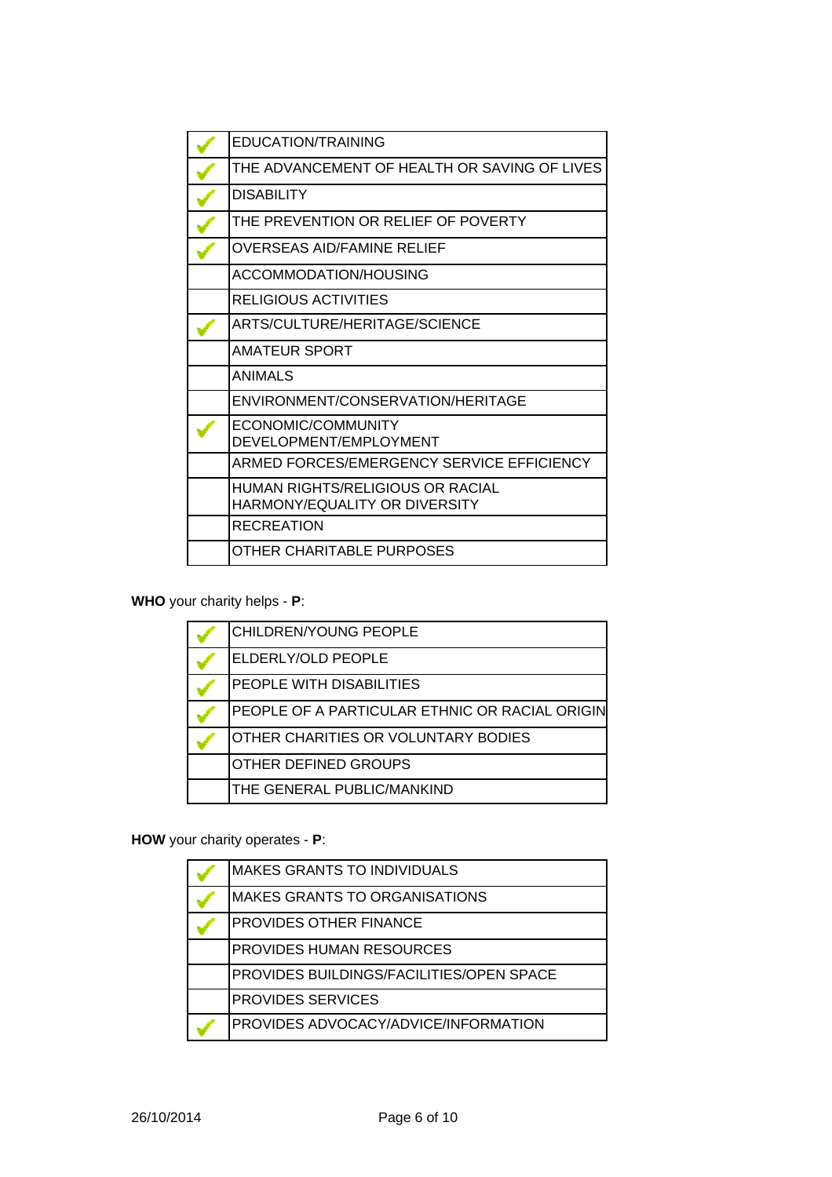| | |
|---|---|
| ✓ | EDUCATION/TRAINING |
| ✓ | THE ADVANCEMENT OF HEALTH OR SAVING OF LIVES |
| ✓ | DISABILITY |
| ✓ | THE PREVENTION OR RELIEF OF POVERTY |
| ✓ | OVERSEAS AID/FAMINE RELIEF |
| | ACCOMMODATION/HOUSING |
| | RELIGIOUS ACTIVITIES |
| ✓ | ARTS/CULTURE/HERITAGE/SCIENCE |
| | AMATEUR SPORT |
| | ANIMALS |
| | ENVIRONMENT/CONSERVATION/HERITAGE |
| ✓ | ECONOMIC/COMMUNITY DEVELOPMENT/EMPLOYMENT |
| | ARMED FORCES/EMERGENCY SERVICE EFFICIENCY |
| | HUMAN RIGHTS/RELIGIOUS OR RACIAL HARMONY/EQUALITY OR DIVERSITY |
| | RECREATION |
| | OTHER CHARITABLE PURPOSES |

**WHO** your charity helps - **P**:

| | |
|---|---|
| ✓ | CHILDREN/YOUNG PEOPLE |
| ✓ | ELDERLY/OLD PEOPLE |
| ✓ | PEOPLE WITH DISABILITIES |
| ✓ | PEOPLE OF A PARTICULAR ETHNIC OR RACIAL ORIGIN |
| ✓ | OTHER CHARITIES OR VOLUNTARY BODIES |
| | OTHER DEFINED GROUPS |
| | THE GENERAL PUBLIC/MANKIND |

**HOW** your charity operates - **P**:

| | |
|---|---|
| ✓ | MAKES GRANTS TO INDIVIDUALS |
| ✓ | MAKES GRANTS TO ORGANISATIONS |
| ✓ | PROVIDES OTHER FINANCE |
| | PROVIDES HUMAN RESOURCES |
| | PROVIDES BUILDINGS/FACILITIES/OPEN SPACE |
| | PROVIDES SERVICES |
| ✓ | PROVIDES ADVOCACY/ADVICE/INFORMATION |

26/10/2014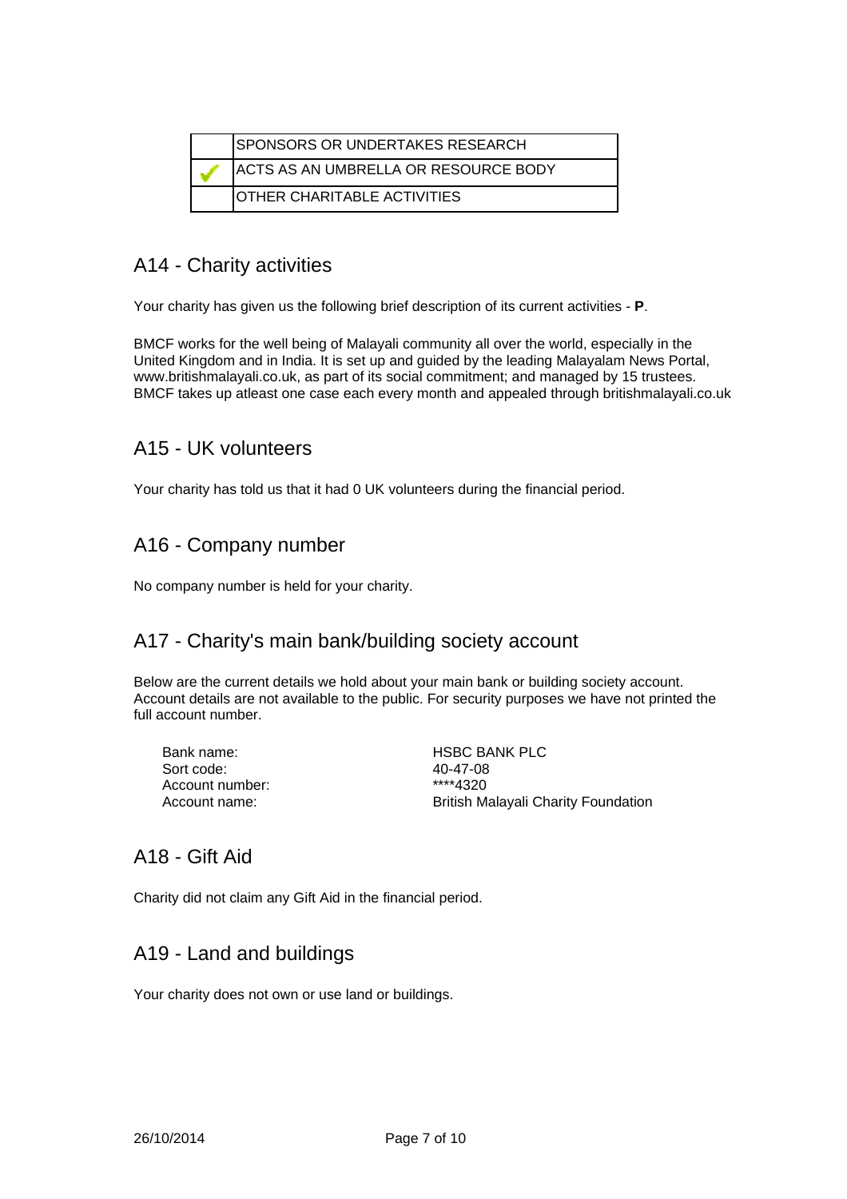|   | SPONSORS OR UNDERTAKES RESEARCH |
|---|---|
| ✓ | ACTS AS AN UMBRELLA OR RESOURCE BODY |
|   | OTHER CHARITABLE ACTIVITIES |

## A14 - Charity activities

Your charity has given us the following brief description of its current activities - **P**.

BMCF works for the well being of Malayali community all over the world, especially in the United Kingdom and in India. It is set up and guided by the leading Malayalam News Portal, www.britishmalayali.co.uk, as part of its social commitment; and managed by 15 trustees. BMCF takes up atleast one case each every month and appealed through britishmalayali.co.uk

## A15 - UK volunteers

Your charity has told us that it had 0 UK volunteers during the financial period.

## A16 - Company number

No company number is held for your charity.

## A17 - Charity's main bank/building society account

Below are the current details we hold about your main bank or building society account. Account details are not available to the public. For security purposes we have not printed the full account number.

| | |
|---|---|
| Bank name: | HSBC BANK PLC |
| Sort code: | 40-47-08 |
| Account number: | ****4320 |
| Account name: | British Malayali Charity Foundation |

## A18 - Gift Aid

Charity did not claim any Gift Aid in the financial period.

## A19 - Land and buildings

Your charity does not own or use land or buildings.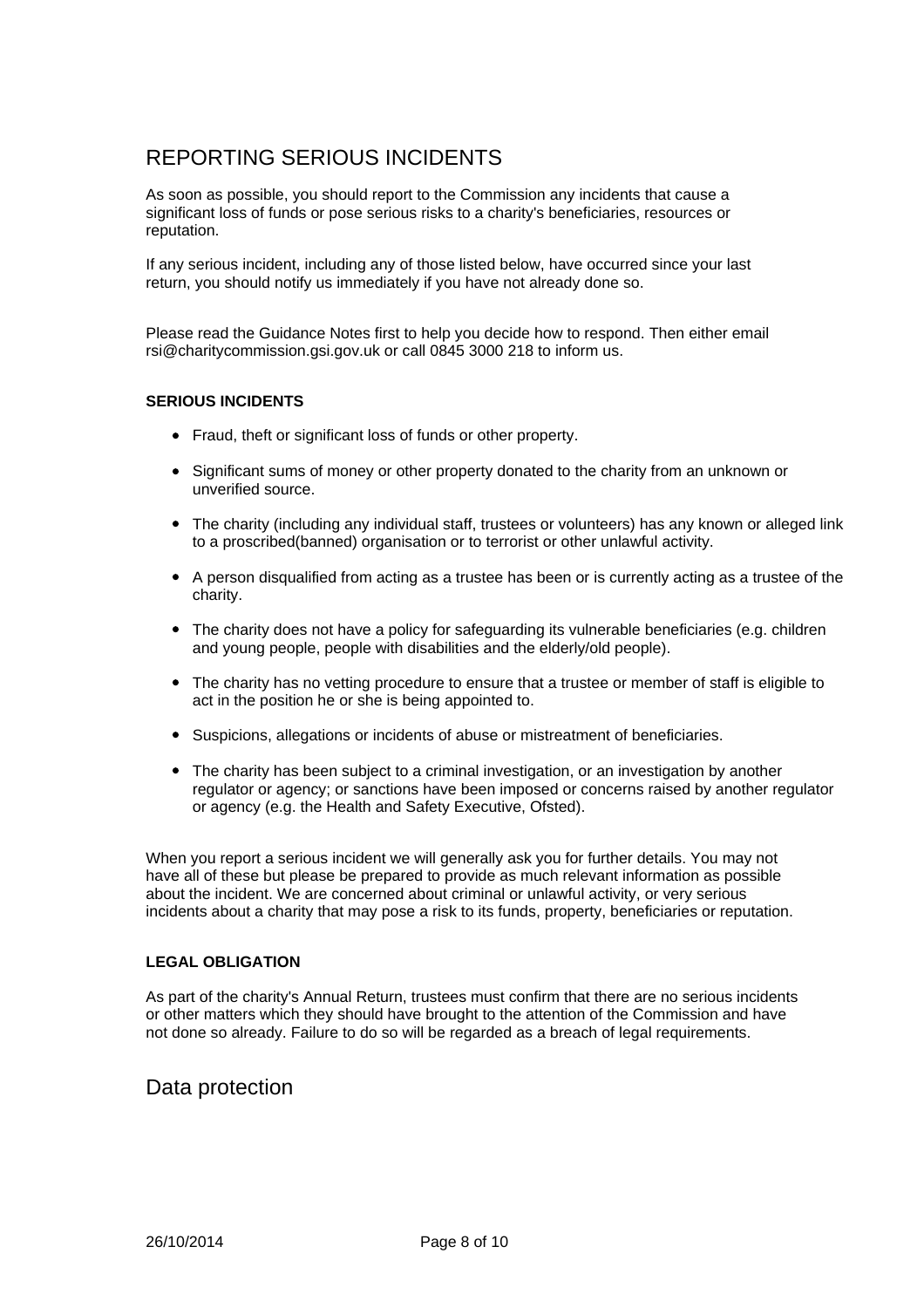# REPORTING SERIOUS INCIDENTS

As soon as possible, you should report to the Commission any incidents that cause a significant loss of funds or pose serious risks to a charity's beneficiaries, resources or reputation.

If any serious incident, including any of those listed below, have occurred since your last return, you should notify us immediately if you have not already done so.

Please read the Guidance Notes first to help you decide how to respond. Then either email rsi@charitycommission.gsi.gov.uk or call 0845 3000 218 to inform us.

**SERIOUS INCIDENTS**

- Fraud, theft or significant loss of funds or other property.
- Significant sums of money or other property donated to the charity from an unknown or unverified source.
- The charity (including any individual staff, trustees or volunteers) has any known or alleged link to a proscribed(banned) organisation or to terrorist or other unlawful activity.
- A person disqualified from acting as a trustee has been or is currently acting as a trustee of the charity.
- The charity does not have a policy for safeguarding its vulnerable beneficiaries (e.g. children and young people, people with disabilities and the elderly/old people).
- The charity has no vetting procedure to ensure that a trustee or member of staff is eligible to act in the position he or she is being appointed to.
- Suspicions, allegations or incidents of abuse or mistreatment of beneficiaries.
- The charity has been subject to a criminal investigation, or an investigation by another regulator or agency; or sanctions have been imposed or concerns raised by another regulator or agency (e.g. the Health and Safety Executive, Ofsted).

When you report a serious incident we will generally ask you for further details. You may not have all of these but please be prepared to provide as much relevant information as possible about the incident. We are concerned about criminal or unlawful activity, or very serious incidents about a charity that may pose a risk to its funds, property, beneficiaries or reputation.

**LEGAL OBLIGATION**

As part of the charity's Annual Return, trustees must confirm that there are no serious incidents or other matters which they should have brought to the attention of the Commission and have not done so already. Failure to do so will be regarded as a breach of legal requirements.

# Data protection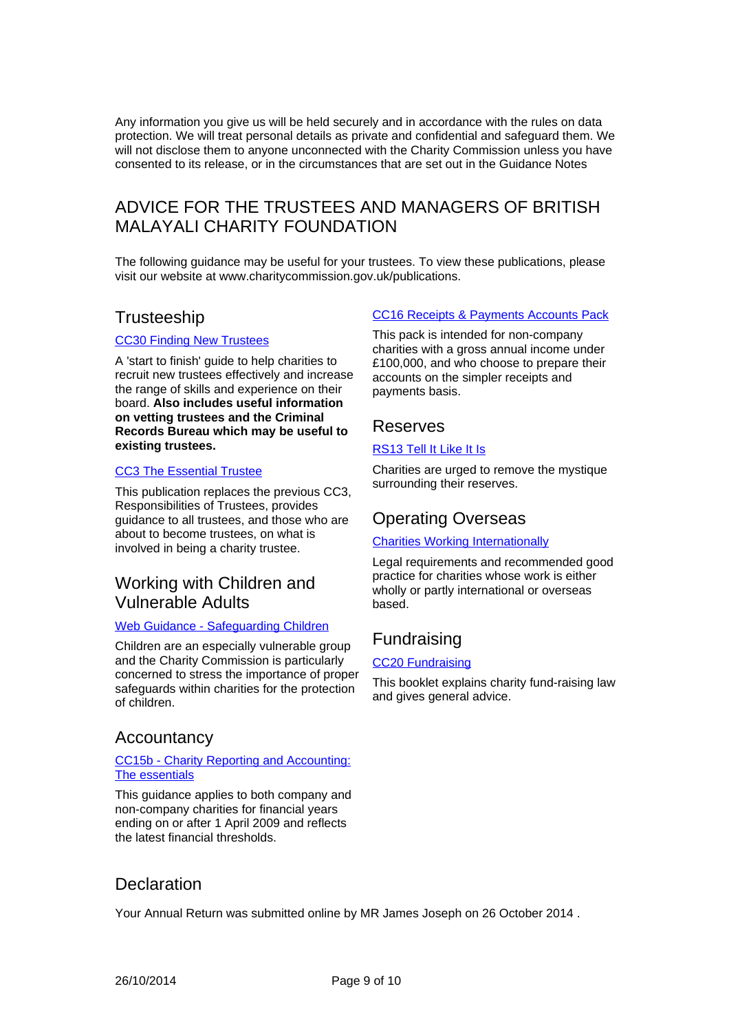Any information you give us will be held securely and in accordance with the rules on data protection. We will treat personal details as private and confidential and safeguard them. We will not disclose them to anyone unconnected with the Charity Commission unless you have consented to its release, or in the circumstances that are set out in the Guidance Notes

## ADVICE FOR THE TRUSTEES AND MANAGERS OF BRITISH MALAYALI CHARITY FOUNDATION

The following guidance may be useful for your trustees. To view these publications, please visit our website at www.charitycommission.gov.uk/publications.

### Trusteeship

CC30 Finding New Trustees

A 'start to finish' guide to help charities to recruit new trustees effectively and increase the range of skills and experience on their board. **Also includes useful information on vetting trustees and the Criminal Records Bureau which may be useful to existing trustees.**

CC3 The Essential Trustee

This publication replaces the previous CC3, Responsibilities of Trustees, provides guidance to all trustees, and those who are about to become trustees, on what is involved in being a charity trustee.

### Working with Children and Vulnerable Adults

Web Guidance - Safeguarding Children

Children are an especially vulnerable group and the Charity Commission is particularly concerned to stress the importance of proper safeguards within charities for the protection of children.

### Accountancy

CC15b - Charity Reporting and Accounting: The essentials

This guidance applies to both company and non-company charities for financial years ending on or after 1 April 2009 and reflects the latest financial thresholds.

CC16 Receipts & Payments Accounts Pack

This pack is intended for non-company charities with a gross annual income under £100,000, and who choose to prepare their accounts on the simpler receipts and payments basis.

### Reserves

RS13 Tell It Like It Is

Charities are urged to remove the mystique surrounding their reserves.

### Operating Overseas

Charities Working Internationally

Legal requirements and recommended good practice for charities whose work is either wholly or partly international or overseas based.

### Fundraising

CC20 Fundraising

This booklet explains charity fund-raising law and gives general advice.

### Declaration

Your Annual Return was submitted online by MR James Joseph on 26 October 2014 .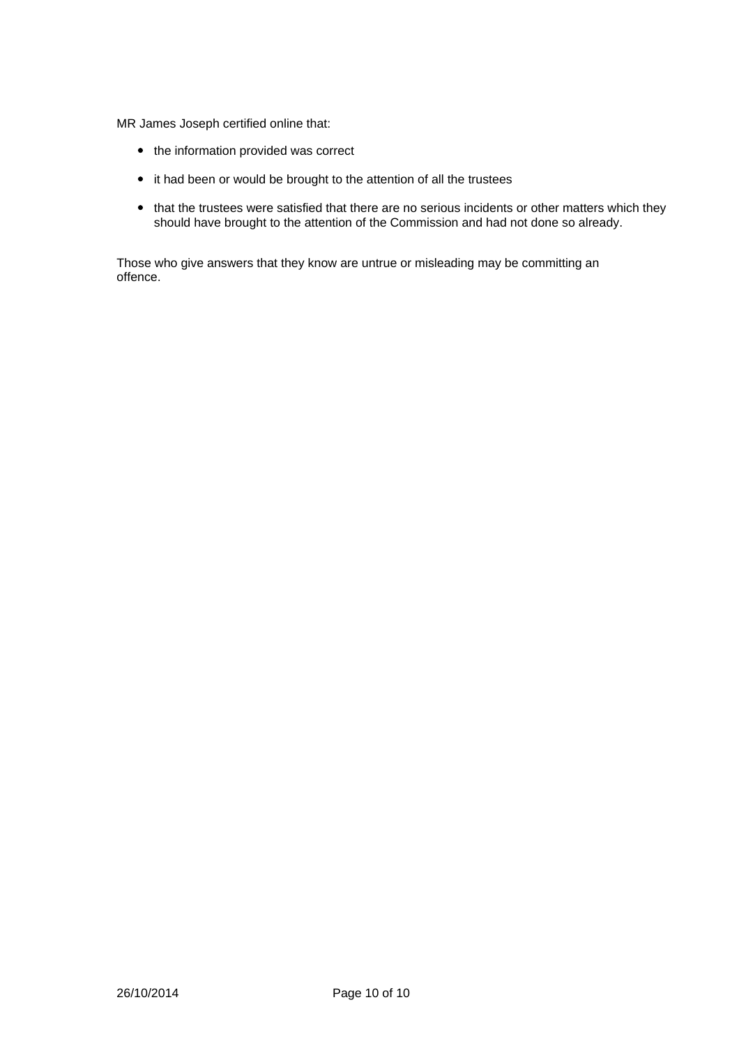MR James Joseph certified online that:

- the information provided was correct
- it had been or would be brought to the attention of all the trustees
- that the trustees were satisfied that there are no serious incidents or other matters which they should have brought to the attention of the Commission and had not done so already.

Those who give answers that they know are untrue or misleading may be committing an offence.